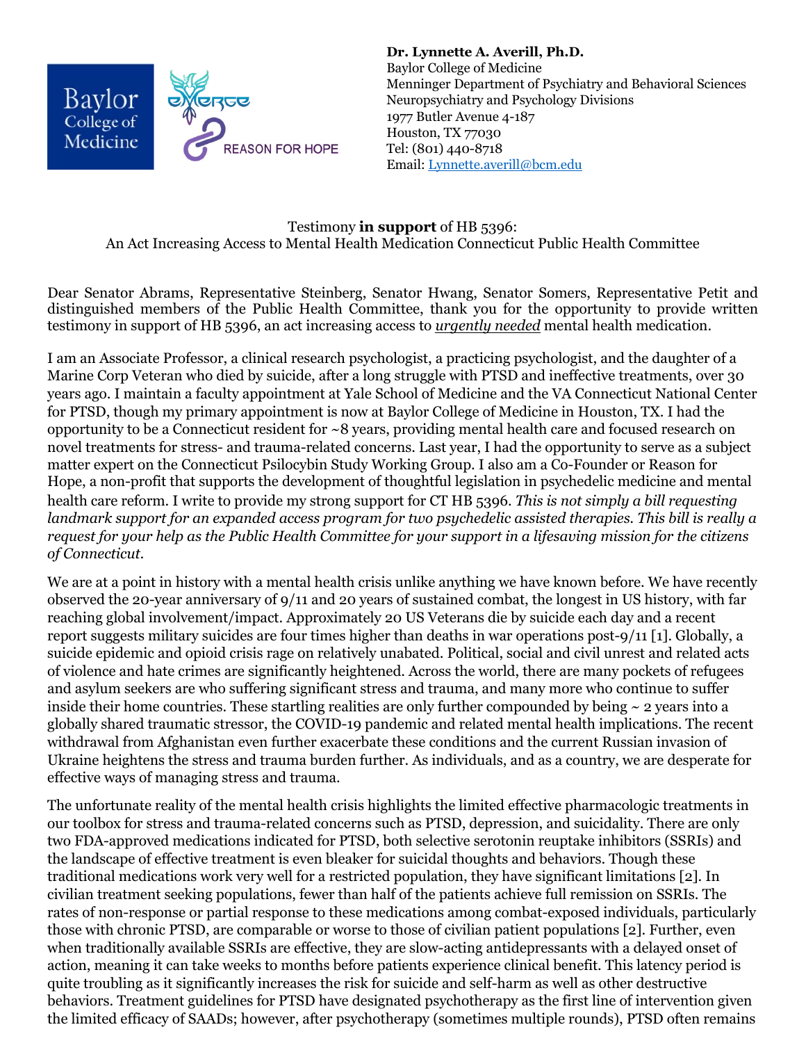**Dr. Lynnette A. Averill, Ph.D.**
Baylor College of Medicine
Menninger Department of Psychiatry and Behavioral Sciences
Neuropsychiatry and Psychology Divisions
1977 Butler Avenue 4-187
Houston, TX 77030
Tel: (801) 440-8718
Email: Lynnette.averill@bcm.edu

Testimony **in support** of HB 5396:
An Act Increasing Access to Mental Health Medication Connecticut Public Health Committee

Dear Senator Abrams, Representative Steinberg, Senator Hwang, Senator Somers, Representative Petit and distinguished members of the Public Health Committee, thank you for the opportunity to provide written testimony in support of HB 5396, an act increasing access to ***urgently needed*** mental health medication.

I am an Associate Professor, a clinical research psychologist, a practicing psychologist, and the daughter of a Marine Corp Veteran who died by suicide, after a long struggle with PTSD and ineffective treatments, over 30 years ago. I maintain a faculty appointment at Yale School of Medicine and the VA Connecticut National Center for PTSD, though my primary appointment is now at Baylor College of Medicine in Houston, TX. I had the opportunity to be a Connecticut resident for ~8 years, providing mental health care and focused research on novel treatments for stress- and trauma-related concerns. Last year, I had the opportunity to serve as a subject matter expert on the Connecticut Psilocybin Study Working Group. I also am a Co-Founder or Reason for Hope, a non-profit that supports the development of thoughtful legislation in psychedelic medicine and mental health care reform. I write to provide my strong support for CT HB 5396. *This is not simply a bill requesting landmark support for an expanded access program for two psychedelic assisted therapies. This bill is really a request for your help as the Public Health Committee for your support in a lifesaving mission for the citizens of Connecticut.*

We are at a point in history with a mental health crisis unlike anything we have known before. We have recently observed the 20-year anniversary of 9/11 and 20 years of sustained combat, the longest in US history, with far reaching global involvement/impact. Approximately 20 US Veterans die by suicide each day and a recent report suggests military suicides are four times higher than deaths in war operations post-9/11 [1]. Globally, a suicide epidemic and opioid crisis rage on relatively unabated. Political, social and civil unrest and related acts of violence and hate crimes are significantly heightened. Across the world, there are many pockets of refugees and asylum seekers are who suffering significant stress and trauma, and many more who continue to suffer inside their home countries. These startling realities are only further compounded by being ~ 2 years into a globally shared traumatic stressor, the COVID-19 pandemic and related mental health implications. The recent withdrawal from Afghanistan even further exacerbate these conditions and the current Russian invasion of Ukraine heightens the stress and trauma burden further. As individuals, and as a country, we are desperate for effective ways of managing stress and trauma.

The unfortunate reality of the mental health crisis highlights the limited effective pharmacologic treatments in our toolbox for stress and trauma-related concerns such as PTSD, depression, and suicidality. There are only two FDA-approved medications indicated for PTSD, both selective serotonin reuptake inhibitors (SSRIs) and the landscape of effective treatment is even bleaker for suicidal thoughts and behaviors. Though these traditional medications work very well for a restricted population, they have significant limitations [2]. In civilian treatment seeking populations, fewer than half of the patients achieve full remission on SSRIs. The rates of non-response or partial response to these medications among combat-exposed individuals, particularly those with chronic PTSD, are comparable or worse to those of civilian patient populations [2]. Further, even when traditionally available SSRIs are effective, they are slow-acting antidepressants with a delayed onset of action, meaning it can take weeks to months before patients experience clinical benefit. This latency period is quite troubling as it significantly increases the risk for suicide and self-harm as well as other destructive behaviors. Treatment guidelines for PTSD have designated psychotherapy as the first line of intervention given the limited efficacy of SAADs; however, after psychotherapy (sometimes multiple rounds), PTSD often remains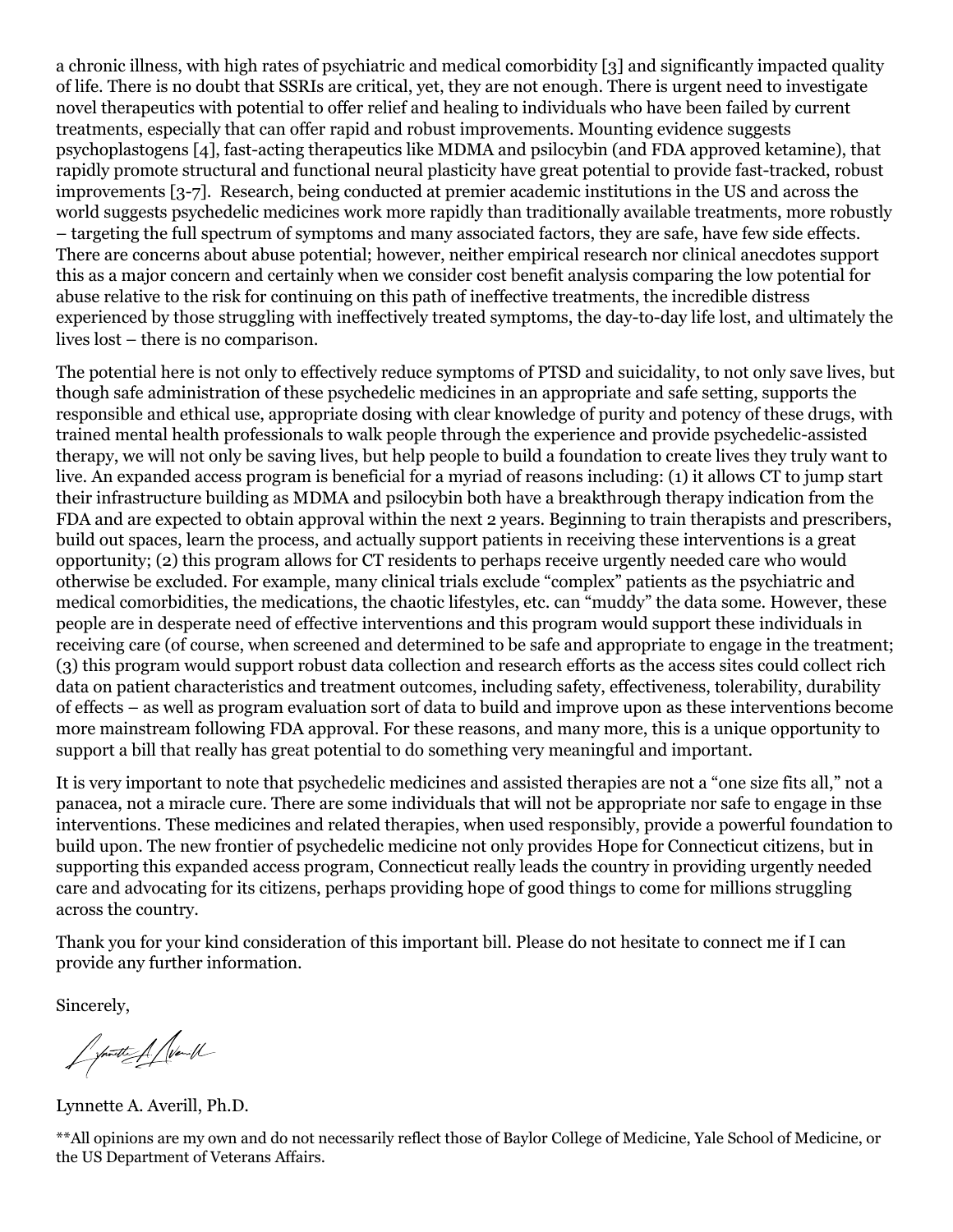a chronic illness, with high rates of psychiatric and medical comorbidity [3] and significantly impacted quality of life. There is no doubt that SSRIs are critical, yet, they are not enough. There is urgent need to investigate novel therapeutics with potential to offer relief and healing to individuals who have been failed by current treatments, especially that can offer rapid and robust improvements. Mounting evidence suggests psychoplastogens [4], fast-acting therapeutics like MDMA and psilocybin (and FDA approved ketamine), that rapidly promote structural and functional neural plasticity have great potential to provide fast-tracked, robust improvements [3-7]. Research, being conducted at premier academic institutions in the US and across the world suggests psychedelic medicines work more rapidly than traditionally available treatments, more robustly – targeting the full spectrum of symptoms and many associated factors, they are safe, have few side effects. There are concerns about abuse potential; however, neither empirical research nor clinical anecdotes support this as a major concern and certainly when we consider cost benefit analysis comparing the low potential for abuse relative to the risk for continuing on this path of ineffective treatments, the incredible distress experienced by those struggling with ineffectively treated symptoms, the day-to-day life lost, and ultimately the lives lost – there is no comparison.

The potential here is not only to effectively reduce symptoms of PTSD and suicidality, to not only save lives, but though safe administration of these psychedelic medicines in an appropriate and safe setting, supports the responsible and ethical use, appropriate dosing with clear knowledge of purity and potency of these drugs, with trained mental health professionals to walk people through the experience and provide psychedelic-assisted therapy, we will not only be saving lives, but help people to build a foundation to create lives they truly want to live. An expanded access program is beneficial for a myriad of reasons including: (1) it allows CT to jump start their infrastructure building as MDMA and psilocybin both have a breakthrough therapy indication from the FDA and are expected to obtain approval within the next 2 years. Beginning to train therapists and prescribers, build out spaces, learn the process, and actually support patients in receiving these interventions is a great opportunity; (2) this program allows for CT residents to perhaps receive urgently needed care who would otherwise be excluded. For example, many clinical trials exclude "complex" patients as the psychiatric and medical comorbidities, the medications, the chaotic lifestyles, etc. can "muddy" the data some. However, these people are in desperate need of effective interventions and this program would support these individuals in receiving care (of course, when screened and determined to be safe and appropriate to engage in the treatment; (3) this program would support robust data collection and research efforts as the access sites could collect rich data on patient characteristics and treatment outcomes, including safety, effectiveness, tolerability, durability of effects – as well as program evaluation sort of data to build and improve upon as these interventions become more mainstream following FDA approval. For these reasons, and many more, this is a unique opportunity to support a bill that really has great potential to do something very meaningful and important.

It is very important to note that psychedelic medicines and assisted therapies are not a "one size fits all," not a panacea, not a miracle cure. There are some individuals that will not be appropriate nor safe to engage in thse interventions. These medicines and related therapies, when used responsibly, provide a powerful foundation to build upon. The new frontier of psychedelic medicine not only provides Hope for Connecticut citizens, but in supporting this expanded access program, Connecticut really leads the country in providing urgently needed care and advocating for its citizens, perhaps providing hope of good things to come for millions struggling across the country.

Thank you for your kind consideration of this important bill. Please do not hesitate to connect me if I can provide any further information.

Sincerely,

Lynnette A. Averill, Ph.D.

**All opinions are my own and do not necessarily reflect those of Baylor College of Medicine, Yale School of Medicine, or the US Department of Veterans Affairs.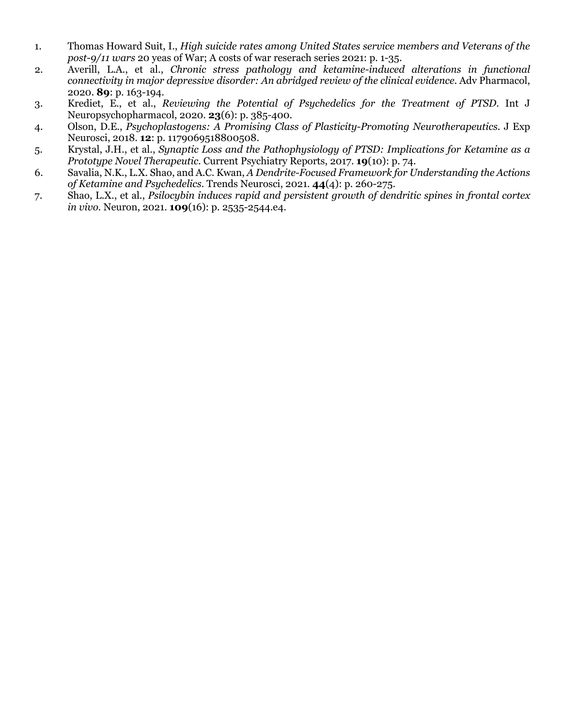1. Thomas Howard Suit, I., *High suicide rates among United States service members and Veterans of the post-9/11 wars* 20 yeas of War; A costs of war reserach series 2021: p. 1-35.
2. Averill, L.A., et al., *Chronic stress pathology and ketamine-induced alterations in functional connectivity in major depressive disorder: An abridged review of the clinical evidence*. Adv Pharmacol, 2020. **89**: p. 163-194.
3. Krediet, E., et al., *Reviewing the Potential of Psychedelics for the Treatment of PTSD*. Int J Neuropsychopharmacol, 2020. **23**(6): p. 385-400.
4. Olson, D.E., *Psychoplastogens: A Promising Class of Plasticity-Promoting Neurotherapeutics*. J Exp Neurosci, 2018. **12**: p. 1179069518800508.
5. Krystal, J.H., et al., *Synaptic Loss and the Pathophysiology of PTSD: Implications for Ketamine as a Prototype Novel Therapeutic*. Current Psychiatry Reports, 2017. **19**(10): p. 74.
6. Savalia, N.K., L.X. Shao, and A.C. Kwan, *A Dendrite-Focused Framework for Understanding the Actions of Ketamine and Psychedelics*. Trends Neurosci, 2021. **44**(4): p. 260-275.
7. Shao, L.X., et al., *Psilocybin induces rapid and persistent growth of dendritic spines in frontal cortex in vivo*. Neuron, 2021. **109**(16): p. 2535-2544.e4.